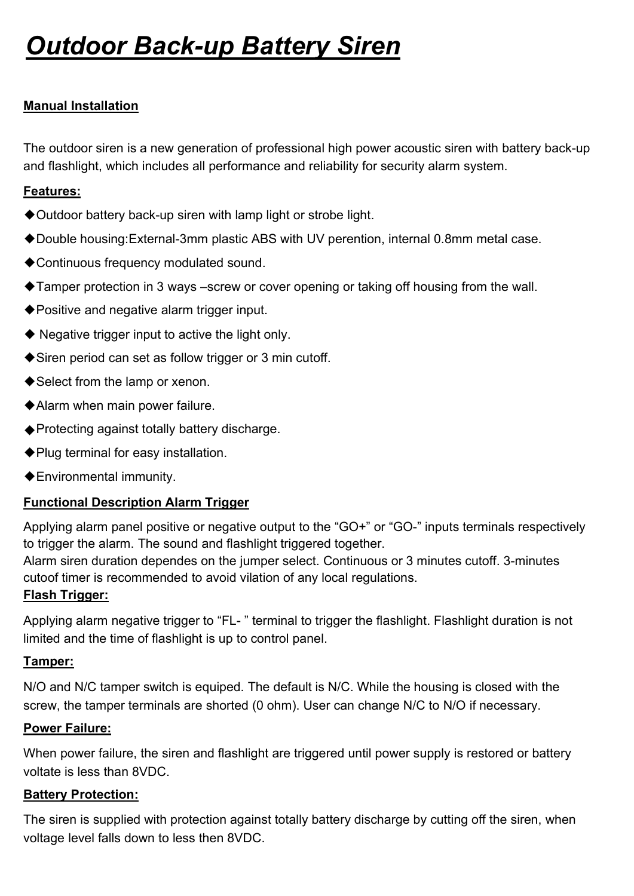# ***Outdoor Back-up Battery Siren***

**Manual Installation**

The outdoor siren is a new generation of professional high power acoustic siren with battery back-up and flashlight, which includes all performance and reliability for security alarm system.

**Features:**

- ◆Outdoor battery back-up siren with lamp light or strobe light.
- ◆Double housing:External-3mm plastic ABS with UV perention, internal 0.8mm metal case.
- ◆Continuous frequency modulated sound.
- ◆Tamper protection in 3 ways –screw or cover opening or taking off housing from the wall.
- ◆Positive and negative alarm trigger input.
- ◆ Negative trigger input to active the light only.
- ◆Siren period can set as follow trigger or 3 min cutoff.
- ◆Select from the lamp or xenon.
- ◆Alarm when main power failure.
- ◆Protecting against totally battery discharge.
- ◆Plug terminal for easy installation.
- ◆Environmental immunity.

**Functional Description Alarm Trigger**

Applying alarm panel positive or negative output to the “GO+” or “GO-” inputs terminals respectively to trigger the alarm. The sound and flashlight triggered together.
Alarm siren duration dependes on the jumper select. Continuous or 3 minutes cutoff. 3-minutes cutoof timer is recommended to avoid vilation of any local regulations.

**Flash Trigger:**

Applying alarm negative trigger to “FL- ” terminal to trigger the flashlight. Flashlight duration is not limited and the time of flashlight is up to control panel.

**Tamper:**

N/O and N/C tamper switch is equiped. The default is N/C. While the housing is closed with the screw, the tamper terminals are shorted (0 ohm). User can change N/C to N/O if necessary.

**Power Failure:**

When power failure, the siren and flashlight are triggered until power supply is restored or battery voltate is less than 8VDC.

**Battery Protection:**

The siren is supplied with protection against totally battery discharge by cutting off the siren, when voltage level falls down to less then 8VDC.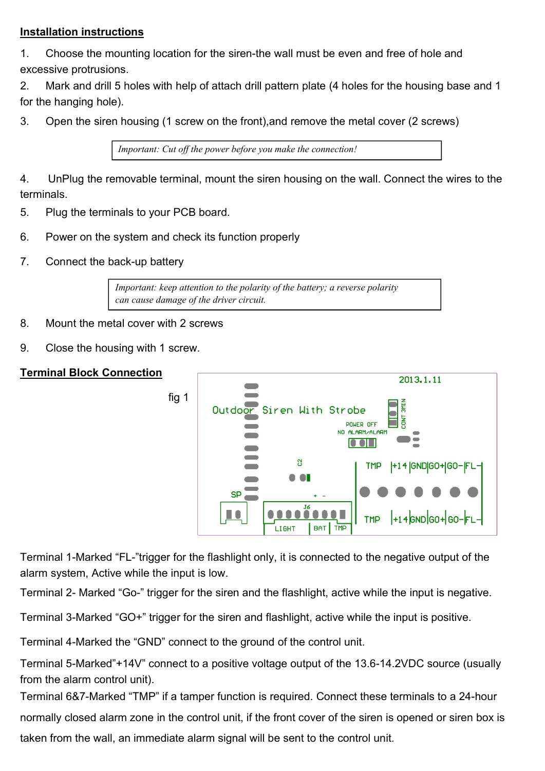**Installation instructions**

1. Choose the mounting location for the siren-the wall must be even and free of hole and excessive protrusions.
2. Mark and drill 5 holes with help of attach drill pattern plate (4 holes for the housing base and 1 for the hanging hole).
3. Open the siren housing (1 screw on the front),and remove the metal cover (2 screws)

> *Important: Cut off the power before you make the connection!*

4. UnPlug the removable terminal, mount the siren housing on the wall. Connect the wires to the terminals.
5. Plug the terminals to your PCB board.
6. Power on the system and check its function properly
7. Connect the back-up battery

> *Important: keep attention to the polarity of the battery; a reverse polarity can cause damage of the driver circuit.*

8. Mount the metal cover with 2 screws
9. Close the housing with 1 screw.

**Terminal Block Connection**

fig 1

Terminal 1-Marked "FL-"trigger for the flashlight only, it is connected to the negative output of the alarm system, Active while the input is low.

Terminal 2- Marked "Go-" trigger for the siren and the flashlight, active while the input is negative.

Terminal 3-Marked "GO+" trigger for the siren and flashlight, active while the input is positive.

Terminal 4-Marked the "GND" connect to the ground of the control unit.

Terminal 5-Marked"+14V" connect to a positive voltage output of the 13.6-14.2VDC source (usually from the alarm control unit).

Terminal 6&7-Marked "TMP" if a tamper function is required. Connect these terminals to a 24-hour normally closed alarm zone in the control unit, if the front cover of the siren is opened or siren box is taken from the wall, an immediate alarm signal will be sent to the control unit.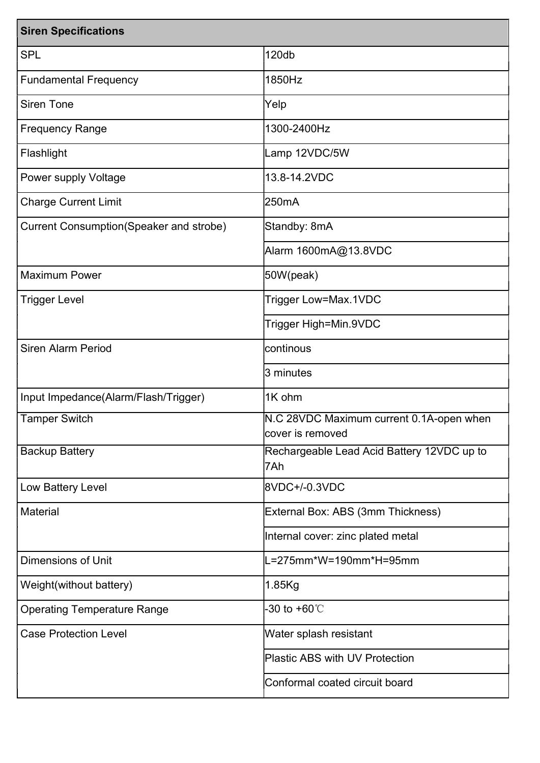| Siren Specifications | |
|---|---|
| SPL | 120db |
| Fundamental Frequency | 1850Hz |
| Siren Tone | Yelp |
| Frequency Range | 1300-2400Hz |
| Flashlight | Lamp 12VDC/5W |
| Power supply Voltage | 13.8-14.2VDC |
| Charge Current Limit | 250mA |
| Current Consumption(Speaker and strobe) | Standby: 8mA |
| | Alarm 1600mA@13.8VDC |
| Maximum Power | 50W(peak) |
| Trigger Level | Trigger Low=Max.1VDC |
| | Trigger High=Min.9VDC |
| Siren Alarm Period | continous |
| | 3 minutes |
| Input Impedance(Alarm/Flash/Trigger) | 1K ohm |
| Tamper Switch | N.C 28VDC Maximum current 0.1A-open when cover is removed |
| Backup Battery | Rechargeable Lead Acid Battery 12VDC up to 7Ah |
| Low Battery Level | 8VDC+/-0.3VDC |
| Material | External Box: ABS (3mm Thickness) |
| | Internal cover: zinc plated metal |
| Dimensions of Unit | L=275mm*W=190mm*H=95mm |
| Weight(without battery) | 1.85Kg |
| Operating Temperature Range | -30 to +60℃ |
| Case Protection Level | Water splash resistant |
| | Plastic ABS with UV Protection |
| | Conformal coated circuit board |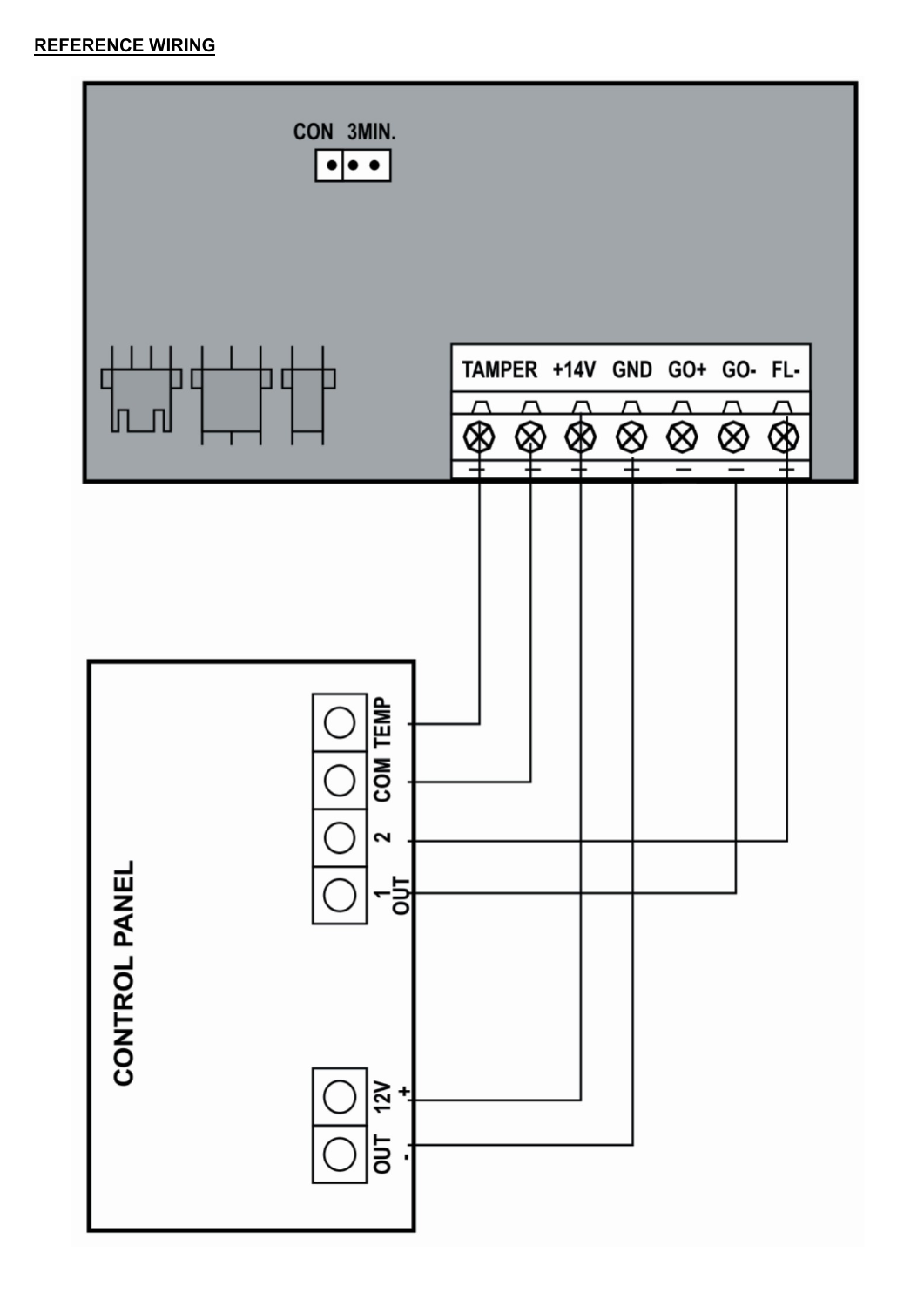**REFERENCE WIRING**

CON 3MIN.

TAMPER +14V GND GO+ GO- FL-

CONTROL PANEL

TEMP

COM

2

1

OUT

12V +

OUT -